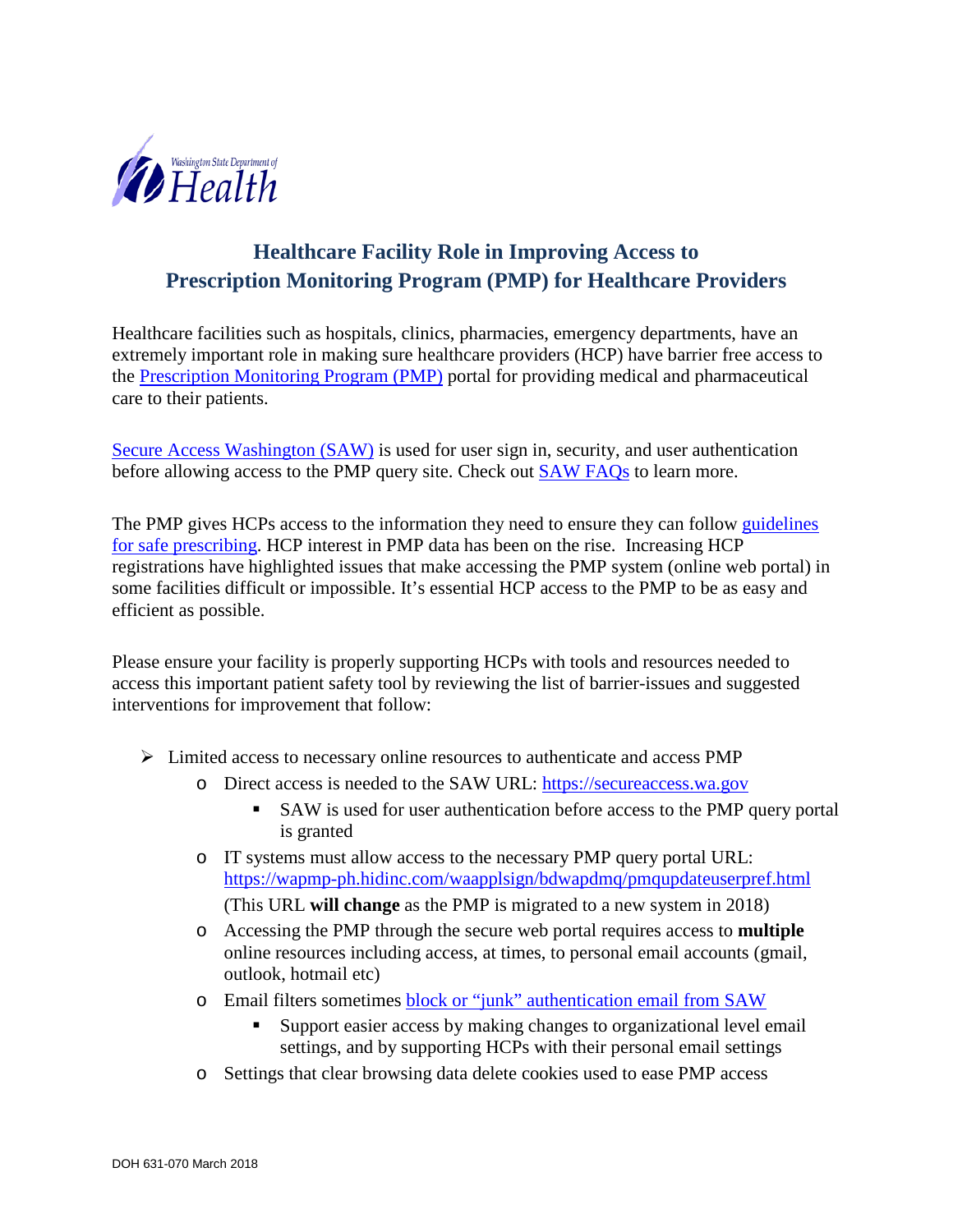Washington State Department of Health

# Healthcare Facility Role in Improving Access to Prescription Monitoring Program (PMP) for Healthcare Providers

Healthcare facilities such as hospitals, clinics, pharmacies, emergency departments, have an extremely important role in making sure healthcare providers (HCP) have barrier free access to the [Prescription Monitoring Program (PMP)]() portal for providing medical and pharmaceutical care to their patients.

[Secure Access Washington (SAW)]() is used for user sign in, security, and user authentication before allowing access to the PMP query site. Check out [SAW FAQs]() to learn more.

The PMP gives HCPs access to the information they need to ensure they can follow [guidelines for safe prescribing](). HCP interest in PMP data has been on the rise. Increasing HCP registrations have highlighted issues that make accessing the PMP system (online web portal) in some facilities difficult or impossible. It's essential HCP access to the PMP to be as easy and efficient as possible.

Please ensure your facility is properly supporting HCPs with tools and resources needed to access this important patient safety tool by reviewing the list of barrier-issues and suggested interventions for improvement that follow:

- Limited access to necessary online resources to authenticate and access PMP
  - Direct access is needed to the SAW URL: https://secureaccess.wa.gov
    - SAW is used for user authentication before access to the PMP query portal is granted
  - IT systems must allow access to the necessary PMP query portal URL: https://wapmp-ph.hidinc.com/waapplsign/bdwapdmq/pmqupdateuserpref.html (This URL **will change** as the PMP is migrated to a new system in 2018)
  - Accessing the PMP through the secure web portal requires access to **multiple** online resources including access, at times, to personal email accounts (gmail, outlook, hotmail etc)
  - Email filters sometimes [block or "junk" authentication email from SAW]()
    - Support easier access by making changes to organizational level email settings, and by supporting HCPs with their personal email settings
  - Settings that clear browsing data delete cookies used to ease PMP access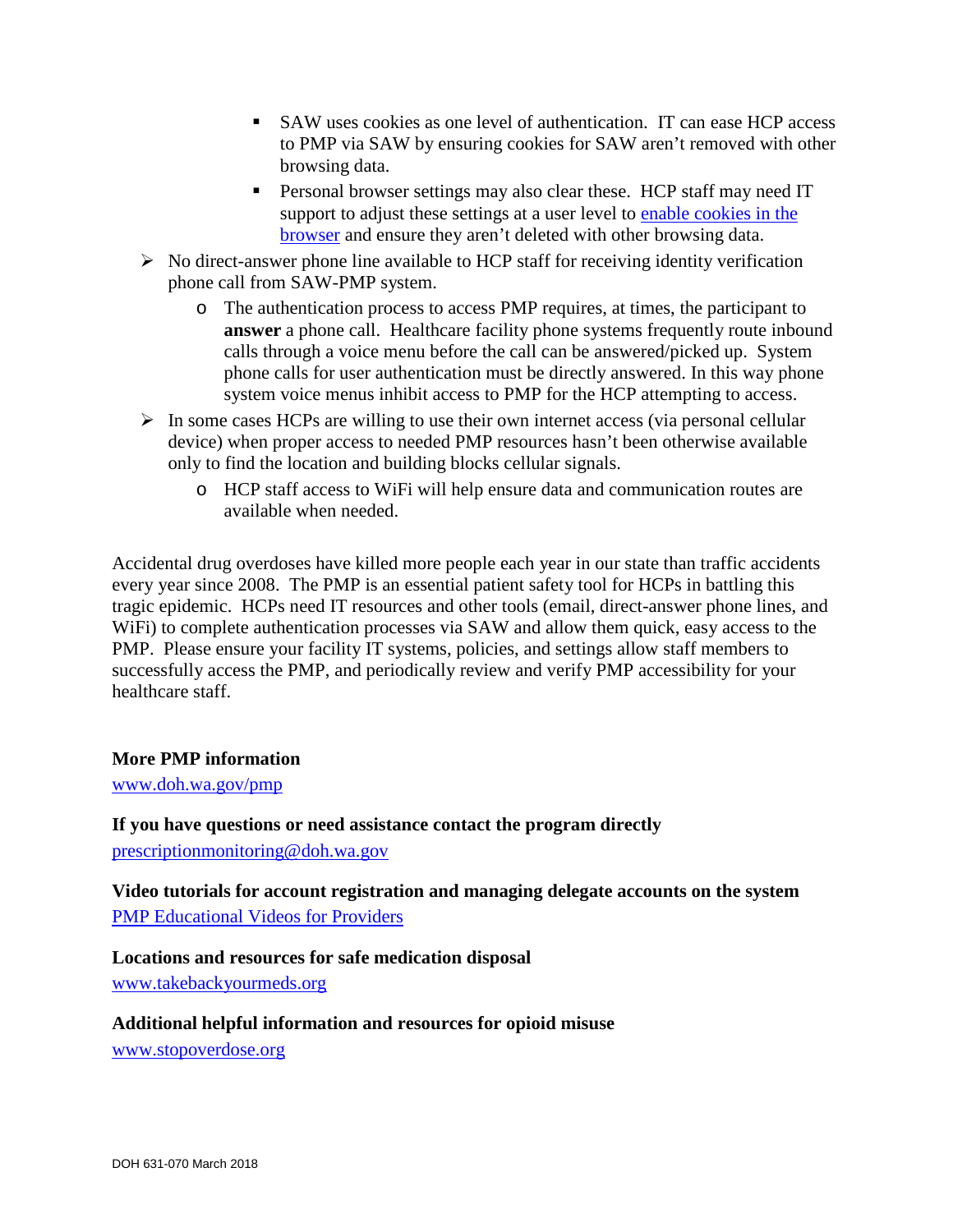- SAW uses cookies as one level of authentication. IT can ease HCP access to PMP via SAW by ensuring cookies for SAW aren't removed with other browsing data.
    - Personal browser settings may also clear these. HCP staff may need IT support to adjust these settings at a user level to [enable cookies in the browser]() and ensure they aren't deleted with other browsing data.

- No direct-answer phone line available to HCP staff for receiving identity verification phone call from SAW-PMP system.
    - The authentication process to access PMP requires, at times, the participant to **answer** a phone call. Healthcare facility phone systems frequently route inbound calls through a voice menu before the call can be answered/picked up. System phone calls for user authentication must be directly answered. In this way phone system voice menus inhibit access to PMP for the HCP attempting to access.
- In some cases HCPs are willing to use their own internet access (via personal cellular device) when proper access to needed PMP resources hasn't been otherwise available only to find the location and building blocks cellular signals.
    - HCP staff access to WiFi will help ensure data and communication routes are available when needed.

Accidental drug overdoses have killed more people each year in our state than traffic accidents every year since 2008. The PMP is an essential patient safety tool for HCPs in battling this tragic epidemic. HCPs need IT resources and other tools (email, direct-answer phone lines, and WiFi) to complete authentication processes via SAW and allow them quick, easy access to the PMP. Please ensure your facility IT systems, policies, and settings allow staff members to successfully access the PMP, and periodically review and verify PMP accessibility for your healthcare staff.

**More PMP information**

[www.doh.wa.gov/pmp](www.doh.wa.gov/pmp)

**If you have questions or need assistance contact the program directly**

[prescriptionmonitoring@doh.wa.gov](mailto:prescriptionmonitoring@doh.wa.gov)

**Video tutorials for account registration and managing delegate accounts on the system**

[PMP Educational Videos for Providers]()

**Locations and resources for safe medication disposal**

[www.takebackyourmeds.org](www.takebackyourmeds.org)

**Additional helpful information and resources for opioid misuse**

[www.stopoverdose.org](www.stopoverdose.org)

DOH 631-070 March 2018